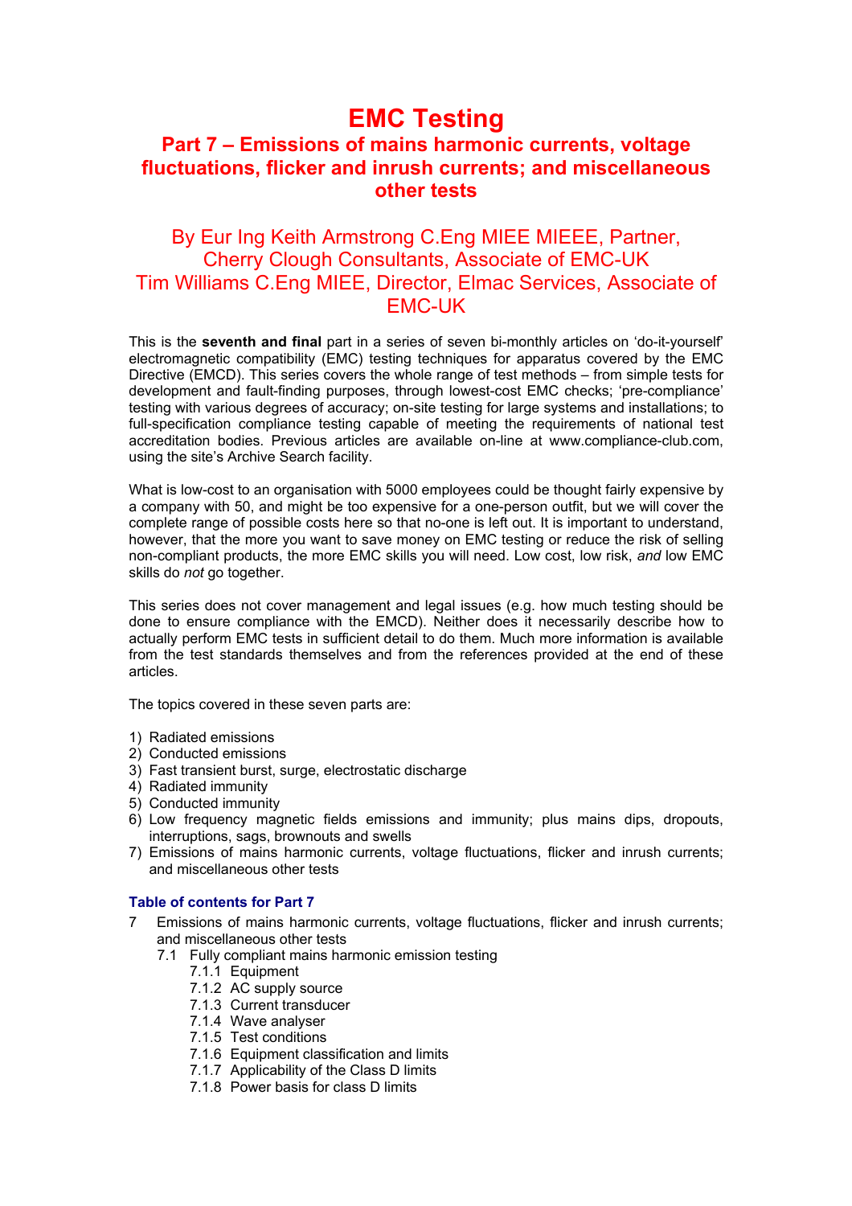# EMC Testing

## Part 7 – Emissions of mains harmonic currents, voltage fluctuations, flicker and inrush currents; and miscellaneous other tests

By Eur Ing Keith Armstrong C.Eng MIEE MIEEE, Partner, Cherry Clough Consultants, Associate of EMC-UK
Tim Williams C.Eng MIEE, Director, Elmac Services, Associate of EMC-UK

This is the **seventh and final** part in a series of seven bi-monthly articles on 'do-it-yourself' electromagnetic compatibility (EMC) testing techniques for apparatus covered by the EMC Directive (EMCD). This series covers the whole range of test methods – from simple tests for development and fault-finding purposes, through lowest-cost EMC checks; 'pre-compliance' testing with various degrees of accuracy; on-site testing for large systems and installations; to full-specification compliance testing capable of meeting the requirements of national test accreditation bodies. Previous articles are available on-line at www.compliance-club.com, using the site's Archive Search facility.

What is low-cost to an organisation with 5000 employees could be thought fairly expensive by a company with 50, and might be too expensive for a one-person outfit, but we will cover the complete range of possible costs here so that no-one is left out. It is important to understand, however, that the more you want to save money on EMC testing or reduce the risk of selling non-compliant products, the more EMC skills you will need. Low cost, low risk, *and* low EMC skills do *not* go together.

This series does not cover management and legal issues (e.g. how much testing should be done to ensure compliance with the EMCD). Neither does it necessarily describe how to actually perform EMC tests in sufficient detail to do them. Much more information is available from the test standards themselves and from the references provided at the end of these articles.

The topics covered in these seven parts are:

1) Radiated emissions
2) Conducted emissions
3) Fast transient burst, surge, electrostatic discharge
4) Radiated immunity
5) Conducted immunity
6) Low frequency magnetic fields emissions and immunity; plus mains dips, dropouts, interruptions, sags, brownouts and swells
7) Emissions of mains harmonic currents, voltage fluctuations, flicker and inrush currents; and miscellaneous other tests

### Table of contents for Part 7

- 7 Emissions of mains harmonic currents, voltage fluctuations, flicker and inrush currents; and miscellaneous other tests
  - 7.1 Fully compliant mains harmonic emission testing
    - 7.1.1 Equipment
    - 7.1.2 AC supply source
    - 7.1.3 Current transducer
    - 7.1.4 Wave analyser
    - 7.1.5 Test conditions
    - 7.1.6 Equipment classification and limits
    - 7.1.7 Applicability of the Class D limits
    - 7.1.8 Power basis for class D limits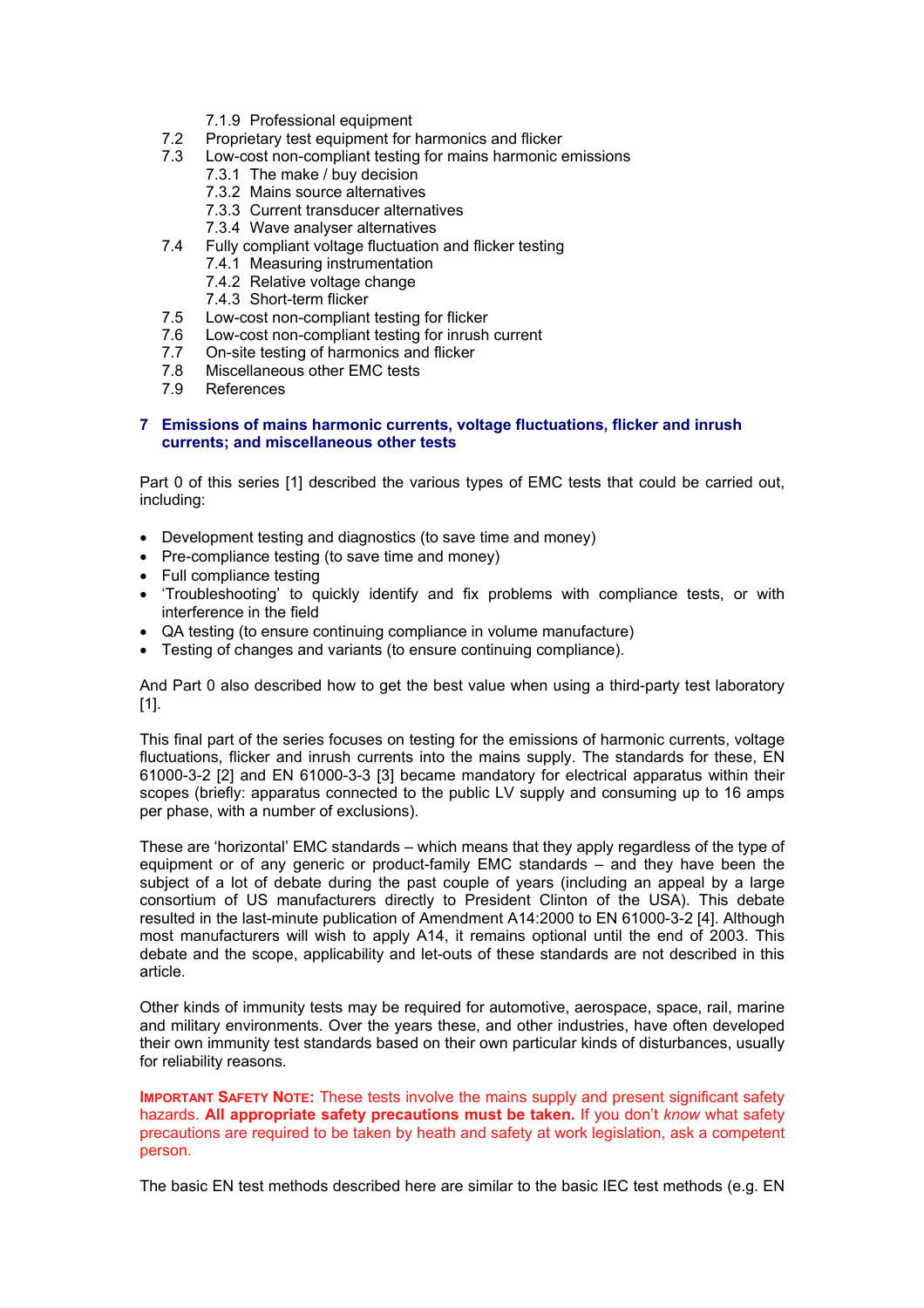7.1.9 Professional equipment
7.2 Proprietary test equipment for harmonics and flicker
7.3 Low-cost non-compliant testing for mains harmonic emissions
7.3.1 The make / buy decision
7.3.2 Mains source alternatives
7.3.3 Current transducer alternatives
7.3.4 Wave analyser alternatives
7.4 Fully compliant voltage fluctuation and flicker testing
7.4.1 Measuring instrumentation
7.4.2 Relative voltage change
7.4.3 Short-term flicker
7.5 Low-cost non-compliant testing for flicker
7.6 Low-cost non-compliant testing for inrush current
7.7 On-site testing of harmonics and flicker
7.8 Miscellaneous other EMC tests
7.9 References

## 7 Emissions of mains harmonic currents, voltage fluctuations, flicker and inrush currents; and miscellaneous other tests

Part 0 of this series [1] described the various types of EMC tests that could be carried out, including:

- Development testing and diagnostics (to save time and money)
- Pre-compliance testing (to save time and money)
- Full compliance testing
- 'Troubleshooting' to quickly identify and fix problems with compliance tests, or with interference in the field
- QA testing (to ensure continuing compliance in volume manufacture)
- Testing of changes and variants (to ensure continuing compliance).

And Part 0 also described how to get the best value when using a third-party test laboratory [1].

This final part of the series focuses on testing for the emissions of harmonic currents, voltage fluctuations, flicker and inrush currents into the mains supply. The standards for these, EN 61000-3-2 [2] and EN 61000-3-3 [3] became mandatory for electrical apparatus within their scopes (briefly: apparatus connected to the public LV supply and consuming up to 16 amps per phase, with a number of exclusions).

These are 'horizontal' EMC standards – which means that they apply regardless of the type of equipment or of any generic or product-family EMC standards – and they have been the subject of a lot of debate during the past couple of years (including an appeal by a large consortium of US manufacturers directly to President Clinton of the USA). This debate resulted in the last-minute publication of Amendment A14:2000 to EN 61000-3-2 [4]. Although most manufacturers will wish to apply A14, it remains optional until the end of 2003. This debate and the scope, applicability and let-outs of these standards are not described in this article.

Other kinds of immunity tests may be required for automotive, aerospace, space, rail, marine and military environments. Over the years these, and other industries, have often developed their own immunity test standards based on their own particular kinds of disturbances, usually for reliability reasons.

**IMPORTANT SAFETY NOTE:** These tests involve the mains supply and present significant safety hazards. **All appropriate safety precautions must be taken.** If you don't *know* what safety precautions are required to be taken by heath and safety at work legislation, ask a competent person.

The basic EN test methods described here are similar to the basic IEC test methods (e.g. EN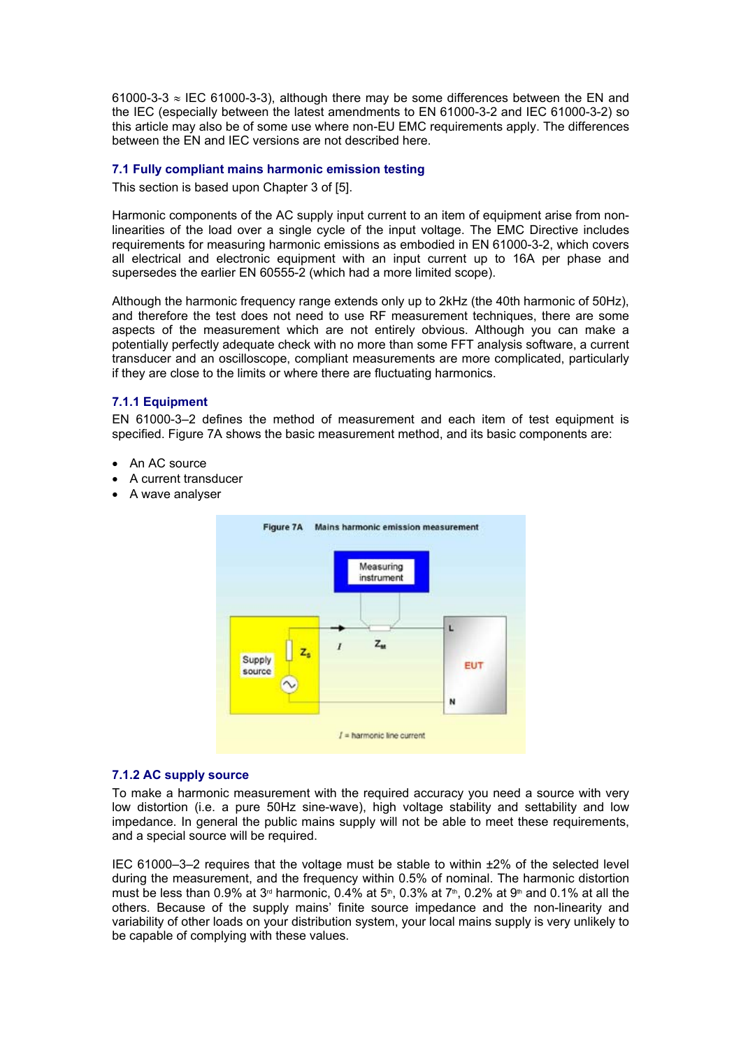61000-3-3 ≈ IEC 61000-3-3), although there may be some differences between the EN and the IEC (especially between the latest amendments to EN 61000-3-2 and IEC 61000-3-2) so this article may also be of some use where non-EU EMC requirements apply. The differences between the EN and IEC versions are not described here.

### 7.1 Fully compliant mains harmonic emission testing

This section is based upon Chapter 3 of [5].

Harmonic components of the AC supply input current to an item of equipment arise from non-linearities of the load over a single cycle of the input voltage. The EMC Directive includes requirements for measuring harmonic emissions as embodied in EN 61000-3-2, which covers all electrical and electronic equipment with an input current up to 16A per phase and supersedes the earlier EN 60555-2 (which had a more limited scope).

Although the harmonic frequency range extends only up to 2kHz (the 40th harmonic of 50Hz), and therefore the test does not need to use RF measurement techniques, there are some aspects of the measurement which are not entirely obvious. Although you can make a potentially perfectly adequate check with no more than some FFT analysis software, a current transducer and an oscilloscope, compliant measurements are more complicated, particularly if they are close to the limits or where there are fluctuating harmonics.

#### 7.1.1 Equipment

EN 61000–3–2 defines the method of measurement and each item of test equipment is specified. Figure 7A shows the basic measurement method, and its basic components are:

- An AC source
- A current transducer
- A wave analyser

Figure 7A Mains harmonic emission measurement

Measuring instrument; Supply source; $Z_S$; $I$; $Z_M$; L; N; EUT

$I$ = harmonic line current

#### 7.1.2 AC supply source

To make a harmonic measurement with the required accuracy you need a source with very low distortion (i.e. a pure 50Hz sine-wave), high voltage stability and settability and low impedance. In general the public mains supply will not be able to meet these requirements, and a special source will be required.

IEC 61000–3–2 requires that the voltage must be stable to within ±2% of the selected level during the measurement, and the frequency within 0.5% of nominal. The harmonic distortion must be less than 0.9% at 3rd harmonic, 0.4% at 5th, 0.3% at 7th, 0.2% at 9th and 0.1% at all the others. Because of the supply mains' finite source impedance and the non-linearity and variability of other loads on your distribution system, your local mains supply is very unlikely to be capable of complying with these values.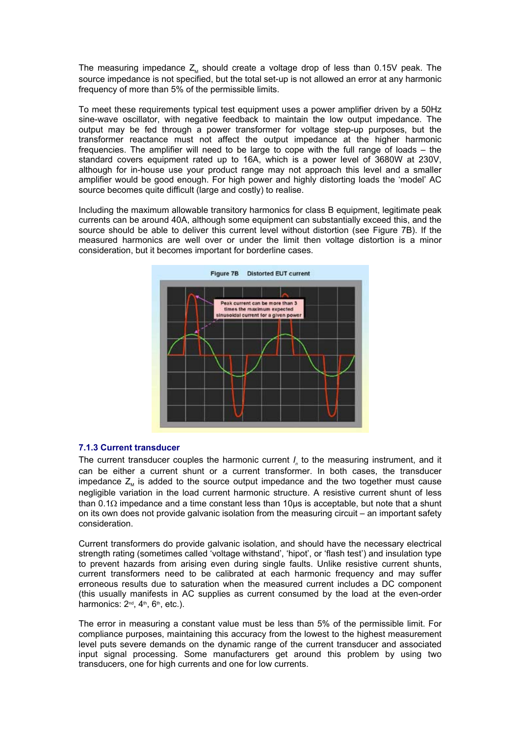The measuring impedance $Z_M$ should create a voltage drop of less than 0.15V peak. The source impedance is not specified, but the total set-up is not allowed an error at any harmonic frequency of more than 5% of the permissible limits.

To meet these requirements typical test equipment uses a power amplifier driven by a 50Hz sine-wave oscillator, with negative feedback to maintain the low output impedance. The output may be fed through a power transformer for voltage step-up purposes, but the transformer reactance must not affect the output impedance at the higher harmonic frequencies. The amplifier will need to be large to cope with the full range of loads – the standard covers equipment rated up to 16A, which is a power level of 3680W at 230V, although for in-house use your product range may not approach this level and a smaller amplifier would be good enough. For high power and highly distorting loads the 'model' AC source becomes quite difficult (large and costly) to realise.

Including the maximum allowable transitory harmonics for class B equipment, legitimate peak currents can be around 40A, although some equipment can substantially exceed this, and the source should be able to deliver this current level without distortion (see Figure 7B). If the measured harmonics are well over or under the limit then voltage distortion is a minor consideration, but it becomes important for borderline cases.

Figure 7B Distorted EUT current

Peak current can be more than 3 times the maximum expected sinusoidal current for a given power

### 7.1.3 Current transducer

The current transducer couples the harmonic current $I_n$ to the measuring instrument, and it can be either a current shunt or a current transformer. In both cases, the transducer impedance $Z_M$ is added to the source output impedance and the two together must cause negligible variation in the load current harmonic structure. A resistive current shunt of less than 0.1Ω impedance and a time constant less than 10μs is acceptable, but note that a shunt on its own does not provide galvanic isolation from the measuring circuit – an important safety consideration.

Current transformers do provide galvanic isolation, and should have the necessary electrical strength rating (sometimes called 'voltage withstand', 'hipot', or 'flash test') and insulation type to prevent hazards from arising even during single faults. Unlike resistive current shunts, current transformers need to be calibrated at each harmonic frequency and may suffer erroneous results due to saturation when the measured current includes a DC component (this usually manifests in AC supplies as current consumed by the load at the even-order harmonics: 2nd, 4th, 6th, etc.).

The error in measuring a constant value must be less than 5% of the permissible limit. For compliance purposes, maintaining this accuracy from the lowest to the highest measurement level puts severe demands on the dynamic range of the current transducer and associated input signal processing. Some manufacturers get around this problem by using two transducers, one for high currents and one for low currents.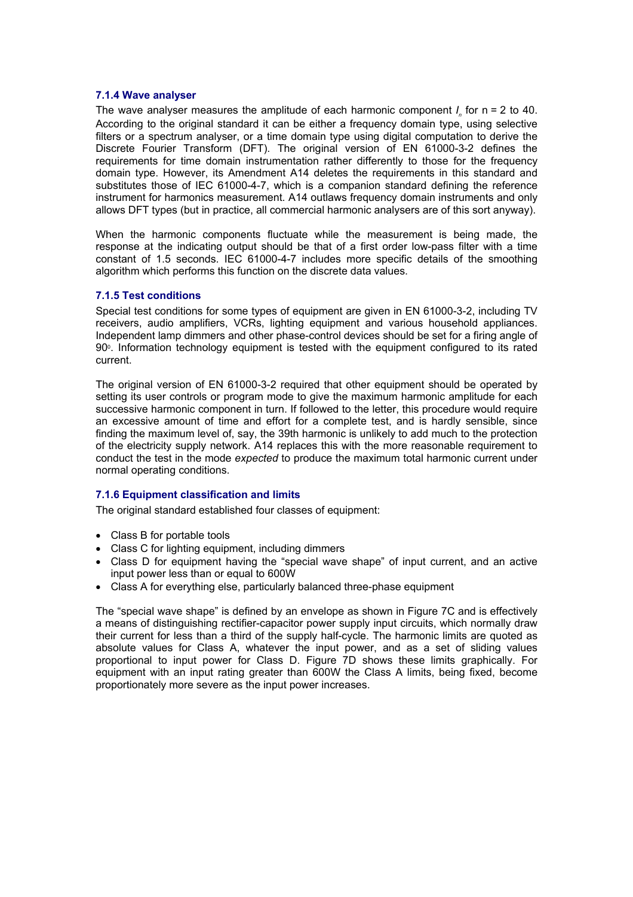### 7.1.4 Wave analyser

The wave analyser measures the amplitude of each harmonic component $I_n$ for n = 2 to 40. According to the original standard it can be either a frequency domain type, using selective filters or a spectrum analyser, or a time domain type using digital computation to derive the Discrete Fourier Transform (DFT). The original version of EN 61000-3-2 defines the requirements for time domain instrumentation rather differently to those for the frequency domain type. However, its Amendment A14 deletes the requirements in this standard and substitutes those of IEC 61000-4-7, which is a companion standard defining the reference instrument for harmonics measurement. A14 outlaws frequency domain instruments and only allows DFT types (but in practice, all commercial harmonic analysers are of this sort anyway).

When the harmonic components fluctuate while the measurement is being made, the response at the indicating output should be that of a first order low-pass filter with a time constant of 1.5 seconds. IEC 61000-4-7 includes more specific details of the smoothing algorithm which performs this function on the discrete data values.

### 7.1.5 Test conditions

Special test conditions for some types of equipment are given in EN 61000-3-2, including TV receivers, audio amplifiers, VCRs, lighting equipment and various household appliances. Independent lamp dimmers and other phase-control devices should be set for a firing angle of 90°. Information technology equipment is tested with the equipment configured to its rated current.

The original version of EN 61000-3-2 required that other equipment should be operated by setting its user controls or program mode to give the maximum harmonic amplitude for each successive harmonic component in turn. If followed to the letter, this procedure would require an excessive amount of time and effort for a complete test, and is hardly sensible, since finding the maximum level of, say, the 39th harmonic is unlikely to add much to the protection of the electricity supply network. A14 replaces this with the more reasonable requirement to conduct the test in the mode *expected* to produce the maximum total harmonic current under normal operating conditions.

### 7.1.6 Equipment classification and limits

The original standard established four classes of equipment:

- Class B for portable tools
- Class C for lighting equipment, including dimmers
- Class D for equipment having the "special wave shape" of input current, and an active input power less than or equal to 600W
- Class A for everything else, particularly balanced three-phase equipment

The "special wave shape" is defined by an envelope as shown in Figure 7C and is effectively a means of distinguishing rectifier-capacitor power supply input circuits, which normally draw their current for less than a third of the supply half-cycle. The harmonic limits are quoted as absolute values for Class A, whatever the input power, and as a set of sliding values proportional to input power for Class D. Figure 7D shows these limits graphically. For equipment with an input rating greater than 600W the Class A limits, being fixed, become proportionately more severe as the input power increases.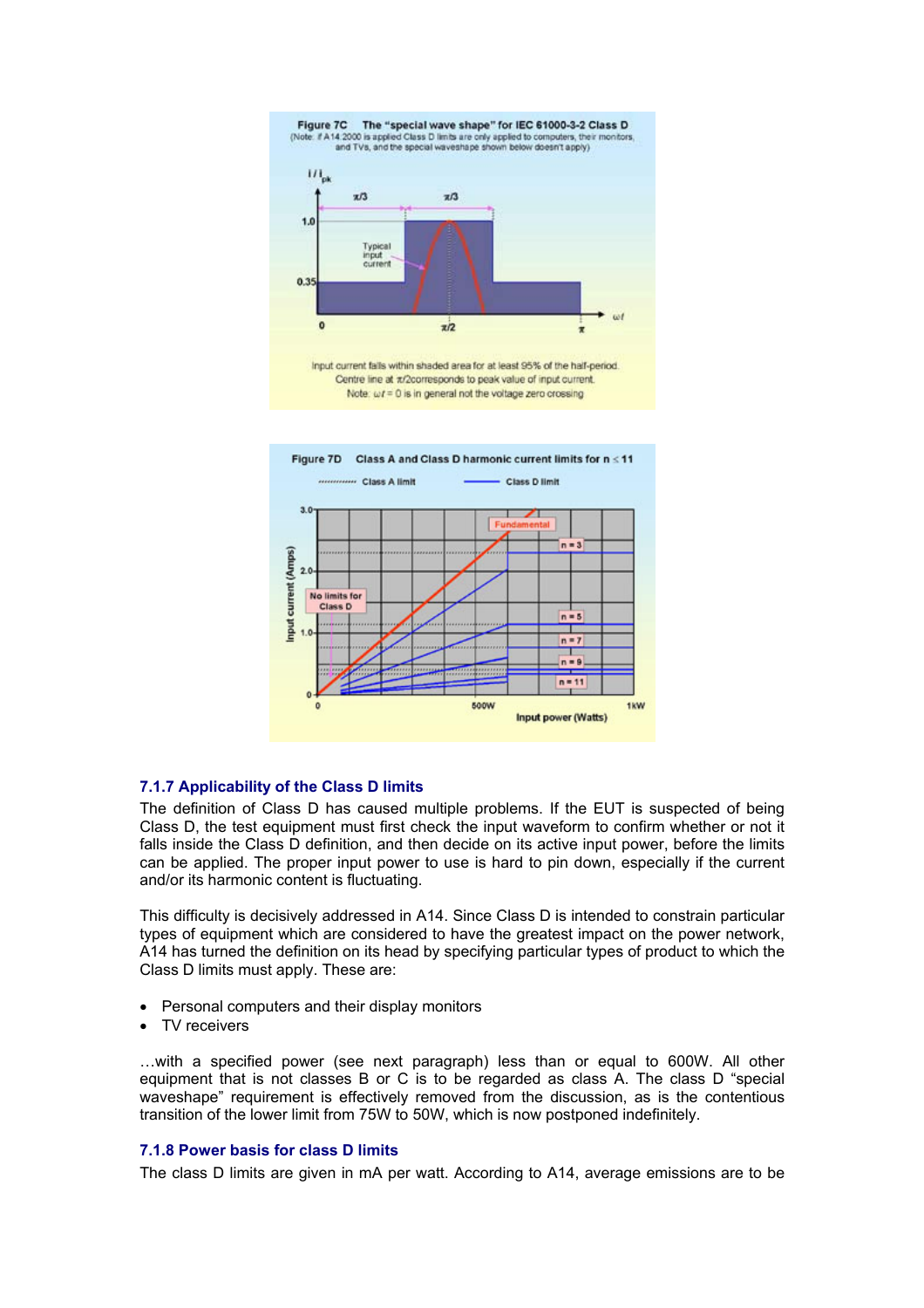**Figure 7C The "special wave shape" for IEC 61000-3-2 Class D**
(Note: if A14:2000 is applied Class D limits are only applied to computers, their monitors, and TVs, and the special waveshape shown below doesn't apply)

Input current falls within shaded area for at least 95% of the half-period.
Centre line at π/2corresponds to peak value of input current.
Note: ωt = 0 is in general not the voltage zero crossing

**Figure 7D Class A and Class D harmonic current limits for n ≤ 11**

### 7.1.7 Applicability of the Class D limits

The definition of Class D has caused multiple problems. If the EUT is suspected of being Class D, the test equipment must first check the input waveform to confirm whether or not it falls inside the Class D definition, and then decide on its active input power, before the limits can be applied. The proper input power to use is hard to pin down, especially if the current and/or its harmonic content is fluctuating.

This difficulty is decisively addressed in A14. Since Class D is intended to constrain particular types of equipment which are considered to have the greatest impact on the power network, A14 has turned the definition on its head by specifying particular types of product to which the Class D limits must apply. These are:

- Personal computers and their display monitors
- TV receivers

…with a specified power (see next paragraph) less than or equal to 600W. All other equipment that is not classes B or C is to be regarded as class A. The class D "special waveshape" requirement is effectively removed from the discussion, as is the contentious transition of the lower limit from 75W to 50W, which is now postponed indefinitely.

### 7.1.8 Power basis for class D limits

The class D limits are given in mA per watt. According to A14, average emissions are to be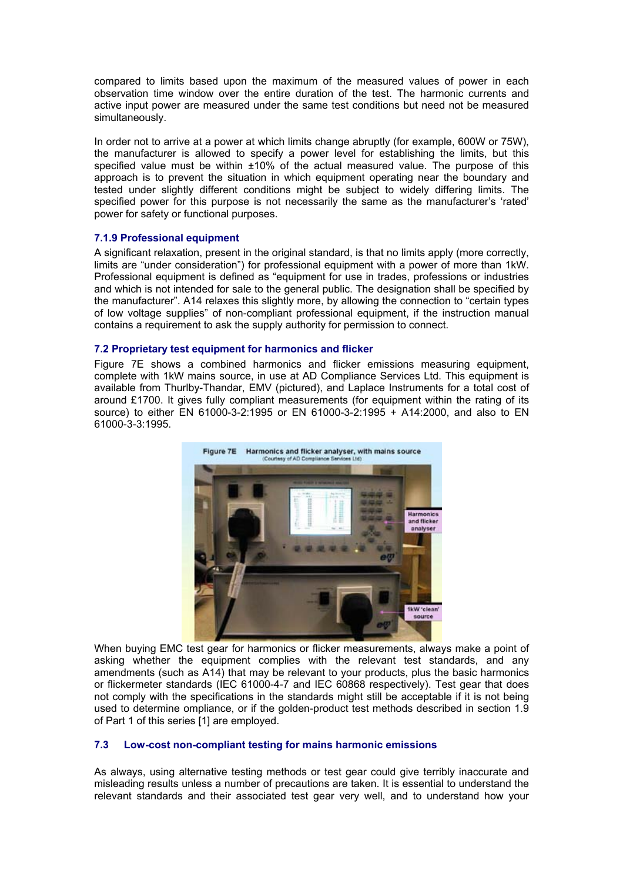compared to limits based upon the maximum of the measured values of power in each observation time window over the entire duration of the test. The harmonic currents and active input power are measured under the same test conditions but need not be measured simultaneously.

In order not to arrive at a power at which limits change abruptly (for example, 600W or 75W), the manufacturer is allowed to specify a power level for establishing the limits, but this specified value must be within ±10% of the actual measured value. The purpose of this approach is to prevent the situation in which equipment operating near the boundary and tested under slightly different conditions might be subject to widely differing limits. The specified power for this purpose is not necessarily the same as the manufacturer's 'rated' power for safety or functional purposes.

### 7.1.9 Professional equipment

A significant relaxation, present in the original standard, is that no limits apply (more correctly, limits are "under consideration") for professional equipment with a power of more than 1kW. Professional equipment is defined as "equipment for use in trades, professions or industries and which is not intended for sale to the general public. The designation shall be specified by the manufacturer". A14 relaxes this slightly more, by allowing the connection to "certain types of low voltage supplies" of non-compliant professional equipment, if the instruction manual contains a requirement to ask the supply authority for permission to connect.

## 7.2 Proprietary test equipment for harmonics and flicker

Figure 7E shows a combined harmonics and flicker emissions measuring equipment, complete with 1kW mains source, in use at AD Compliance Services Ltd. This equipment is available from Thurlby-Thandar, EMV (pictured), and Laplace Instruments for a total cost of around £1700. It gives fully compliant measurements (for equipment within the rating of its source) to either EN 61000-3-2:1995 or EN 61000-3-2:1995 + A14:2000, and also to EN 61000-3-3:1995.

**Figure 7E Harmonics and flicker analyser, with mains source**
(Courtesy of AD Compliance Services Ltd)

When buying EMC test gear for harmonics or flicker measurements, always make a point of asking whether the equipment complies with the relevant test standards, and any amendments (such as A14) that may be relevant to your products, plus the basic harmonics or flickermeter standards (IEC 61000-4-7 and IEC 60868 respectively). Test gear that does not comply with the specifications in the standards might still be acceptable if it is not being used to determine ompliance, or if the golden-product test methods described in section 1.9 of Part 1 of this series [1] are employed.

## 7.3 Low-cost non-compliant testing for mains harmonic emissions

As always, using alternative testing methods or test gear could give terribly inaccurate and misleading results unless a number of precautions are taken. It is essential to understand the relevant standards and their associated test gear very well, and to understand how your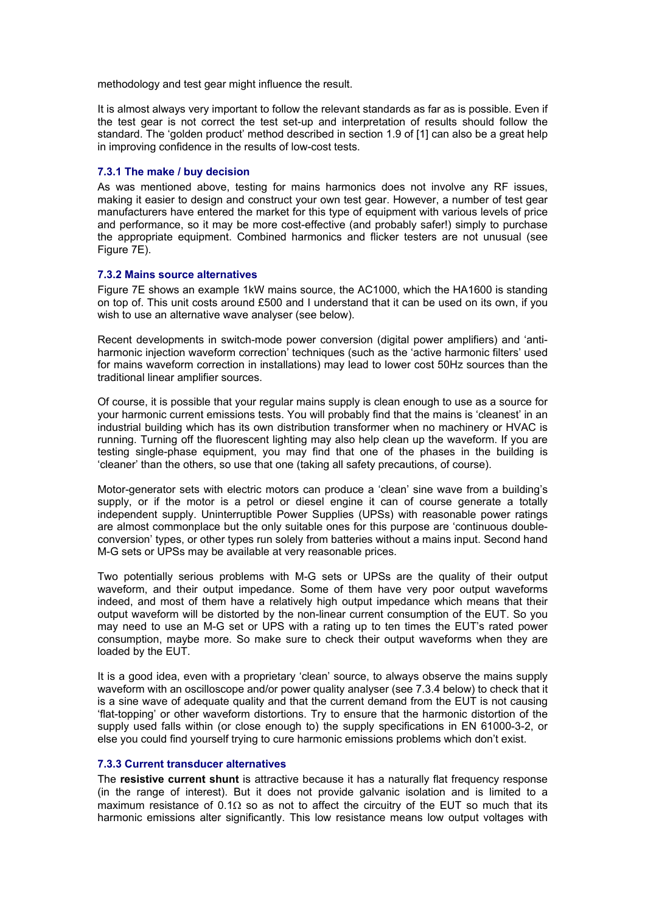methodology and test gear might influence the result.

It is almost always very important to follow the relevant standards as far as is possible. Even if the test gear is not correct the test set-up and interpretation of results should follow the standard. The 'golden product' method described in section 1.9 of [1] can also be a great help in improving confidence in the results of low-cost tests.

### 7.3.1 The make / buy decision

As was mentioned above, testing for mains harmonics does not involve any RF issues, making it easier to design and construct your own test gear. However, a number of test gear manufacturers have entered the market for this type of equipment with various levels of price and performance, so it may be more cost-effective (and probably safer!) simply to purchase the appropriate equipment. Combined harmonics and flicker testers are not unusual (see Figure 7E).

### 7.3.2 Mains source alternatives

Figure 7E shows an example 1kW mains source, the AC1000, which the HA1600 is standing on top of. This unit costs around £500 and I understand that it can be used on its own, if you wish to use an alternative wave analyser (see below).

Recent developments in switch-mode power conversion (digital power amplifiers) and 'anti-harmonic injection waveform correction' techniques (such as the 'active harmonic filters' used for mains waveform correction in installations) may lead to lower cost 50Hz sources than the traditional linear amplifier sources.

Of course, it is possible that your regular mains supply is clean enough to use as a source for your harmonic current emissions tests. You will probably find that the mains is 'cleanest' in an industrial building which has its own distribution transformer when no machinery or HVAC is running. Turning off the fluorescent lighting may also help clean up the waveform. If you are testing single-phase equipment, you may find that one of the phases in the building is 'cleaner' than the others, so use that one (taking all safety precautions, of course).

Motor-generator sets with electric motors can produce a 'clean' sine wave from a building's supply, or if the motor is a petrol or diesel engine it can of course generate a totally independent supply. Uninterruptible Power Supplies (UPSs) with reasonable power ratings are almost commonplace but the only suitable ones for this purpose are 'continuous double-conversion' types, or other types run solely from batteries without a mains input. Second hand M-G sets or UPSs may be available at very reasonable prices.

Two potentially serious problems with M-G sets or UPSs are the quality of their output waveform, and their output impedance. Some of them have very poor output waveforms indeed, and most of them have a relatively high output impedance which means that their output waveform will be distorted by the non-linear current consumption of the EUT. So you may need to use an M-G set or UPS with a rating up to ten times the EUT's rated power consumption, maybe more. So make sure to check their output waveforms when they are loaded by the EUT.

It is a good idea, even with a proprietary 'clean' source, to always observe the mains supply waveform with an oscilloscope and/or power quality analyser (see 7.3.4 below) to check that it is a sine wave of adequate quality and that the current demand from the EUT is not causing 'flat-topping' or other waveform distortions. Try to ensure that the harmonic distortion of the supply used falls within (or close enough to) the supply specifications in EN 61000-3-2, or else you could find yourself trying to cure harmonic emissions problems which don't exist.

### 7.3.3 Current transducer alternatives

The **resistive current shunt** is attractive because it has a naturally flat frequency response (in the range of interest). But it does not provide galvanic isolation and is limited to a maximum resistance of 0.1Ω so as not to affect the circuitry of the EUT so much that its harmonic emissions alter significantly. This low resistance means low output voltages with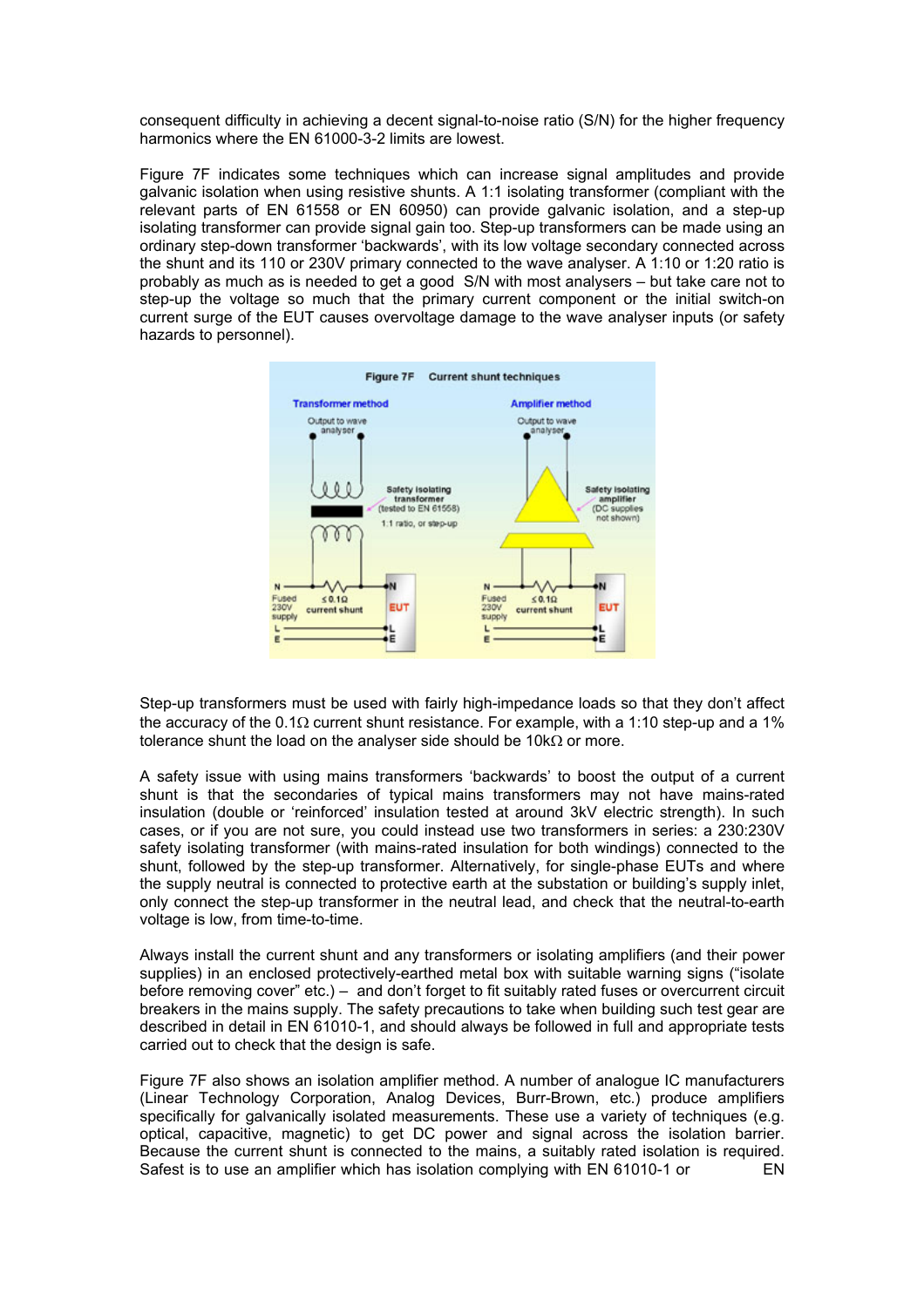consequent difficulty in achieving a decent signal-to-noise ratio (S/N) for the higher frequency harmonics where the EN 61000-3-2 limits are lowest.

Figure 7F indicates some techniques which can increase signal amplitudes and provide galvanic isolation when using resistive shunts. A 1:1 isolating transformer (compliant with the relevant parts of EN 61558 or EN 60950) can provide galvanic isolation, and a step-up isolating transformer can provide signal gain too. Step-up transformers can be made using an ordinary step-down transformer 'backwards', with its low voltage secondary connected across the shunt and its 110 or 230V primary connected to the wave analyser. A 1:10 or 1:20 ratio is probably as much as is needed to get a good S/N with most analysers – but take care not to step-up the voltage so much that the primary current component or the initial switch-on current surge of the EUT causes overvoltage damage to the wave analyser inputs (or safety hazards to personnel).

Figure 7F Current shunt techniques

Step-up transformers must be used with fairly high-impedance loads so that they don't affect the accuracy of the 0.1Ω current shunt resistance. For example, with a 1:10 step-up and a 1% tolerance shunt the load on the analyser side should be 10kΩ or more.

A safety issue with using mains transformers 'backwards' to boost the output of a current shunt is that the secondaries of typical mains transformers may not have mains-rated insulation (double or 'reinforced' insulation tested at around 3kV electric strength). In such cases, or if you are not sure, you could instead use two transformers in series: a 230:230V safety isolating transformer (with mains-rated insulation for both windings) connected to the shunt, followed by the step-up transformer. Alternatively, for single-phase EUTs and where the supply neutral is connected to protective earth at the substation or building's supply inlet, only connect the step-up transformer in the neutral lead, and check that the neutral-to-earth voltage is low, from time-to-time.

Always install the current shunt and any transformers or isolating amplifiers (and their power supplies) in an enclosed protectively-earthed metal box with suitable warning signs ("isolate before removing cover" etc.) – and don't forget to fit suitably rated fuses or overcurrent circuit breakers in the mains supply. The safety precautions to take when building such test gear are described in detail in EN 61010-1, and should always be followed in full and appropriate tests carried out to check that the design is safe.

Figure 7F also shows an isolation amplifier method. A number of analogue IC manufacturers (Linear Technology Corporation, Analog Devices, Burr-Brown, etc.) produce amplifiers specifically for galvanically isolated measurements. These use a variety of techniques (e.g. optical, capacitive, magnetic) to get DC power and signal across the isolation barrier. Because the current shunt is connected to the mains, a suitably rated isolation is required. Safest is to use an amplifier which has isolation complying with EN 61010-1 or EN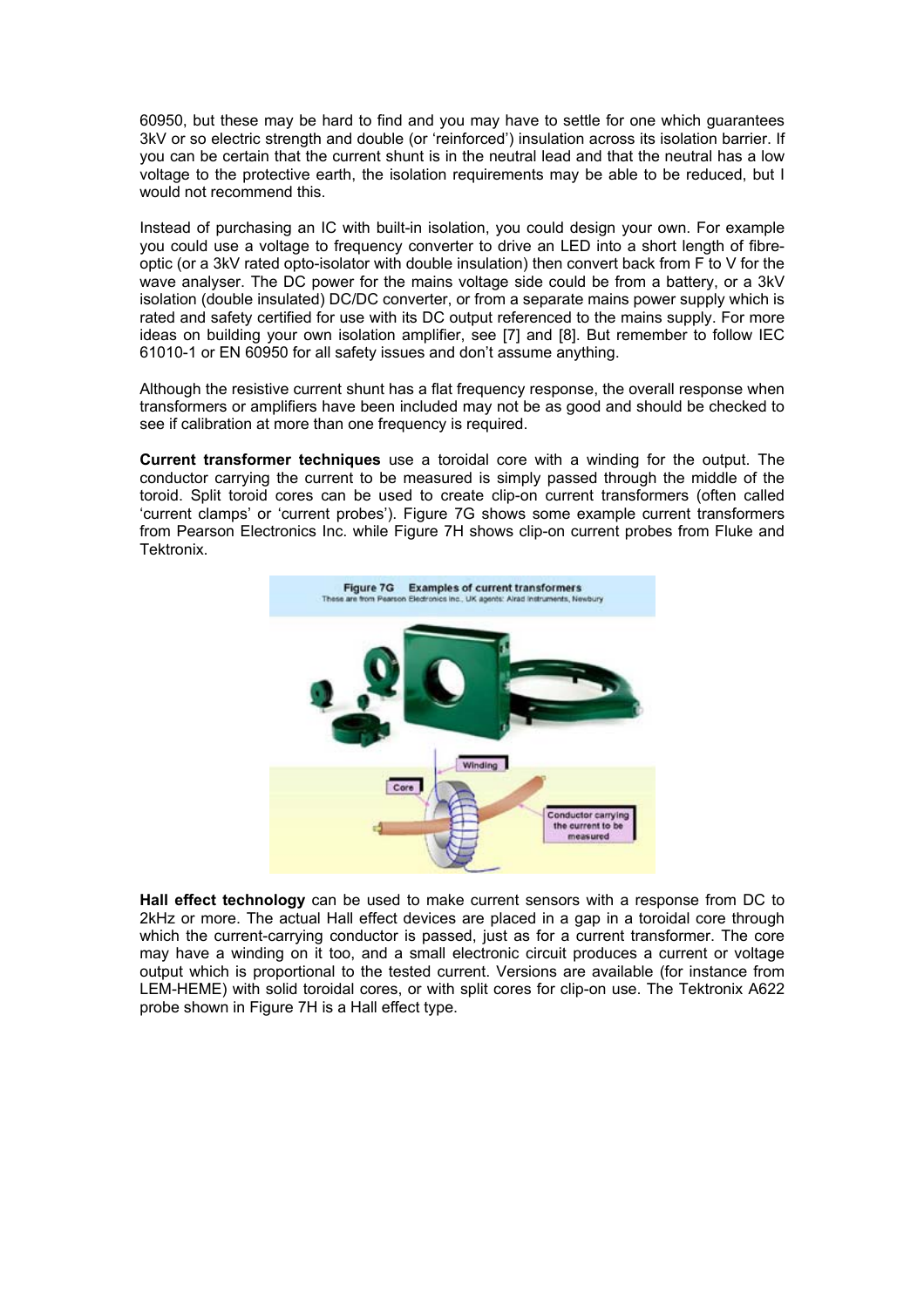60950, but these may be hard to find and you may have to settle for one which guarantees 3kV or so electric strength and double (or 'reinforced') insulation across its isolation barrier. If you can be certain that the current shunt is in the neutral lead and that the neutral has a low voltage to the protective earth, the isolation requirements may be able to be reduced, but I would not recommend this.

Instead of purchasing an IC with built-in isolation, you could design your own. For example you could use a voltage to frequency converter to drive an LED into a short length of fibre-optic (or a 3kV rated opto-isolator with double insulation) then convert back from F to V for the wave analyser. The DC power for the mains voltage side could be from a battery, or a 3kV isolation (double insulated) DC/DC converter, or from a separate mains power supply which is rated and safety certified for use with its DC output referenced to the mains supply. For more ideas on building your own isolation amplifier, see [7] and [8]. But remember to follow IEC 61010-1 or EN 60950 for all safety issues and don't assume anything.

Although the resistive current shunt has a flat frequency response, the overall response when transformers or amplifiers have been included may not be as good and should be checked to see if calibration at more than one frequency is required.

**Current transformer techniques** use a toroidal core with a winding for the output. The conductor carrying the current to be measured is simply passed through the middle of the toroid. Split toroid cores can be used to create clip-on current transformers (often called 'current clamps' or 'current probes'). Figure 7G shows some example current transformers from Pearson Electronics Inc. while Figure 7H shows clip-on current probes from Fluke and Tektronix.

**Figure 7G Examples of current transformers**
These are from Pearson Electronics Inc., UK agents: Alrad Instruments, Newbury

**Hall effect technology** can be used to make current sensors with a response from DC to 2kHz or more. The actual Hall effect devices are placed in a gap in a toroidal core through which the current-carrying conductor is passed, just as for a current transformer. The core may have a winding on it too, and a small electronic circuit produces a current or voltage output which is proportional to the tested current. Versions are available (for instance from LEM-HEME) with solid toroidal cores, or with split cores for clip-on use. The Tektronix A622 probe shown in Figure 7H is a Hall effect type.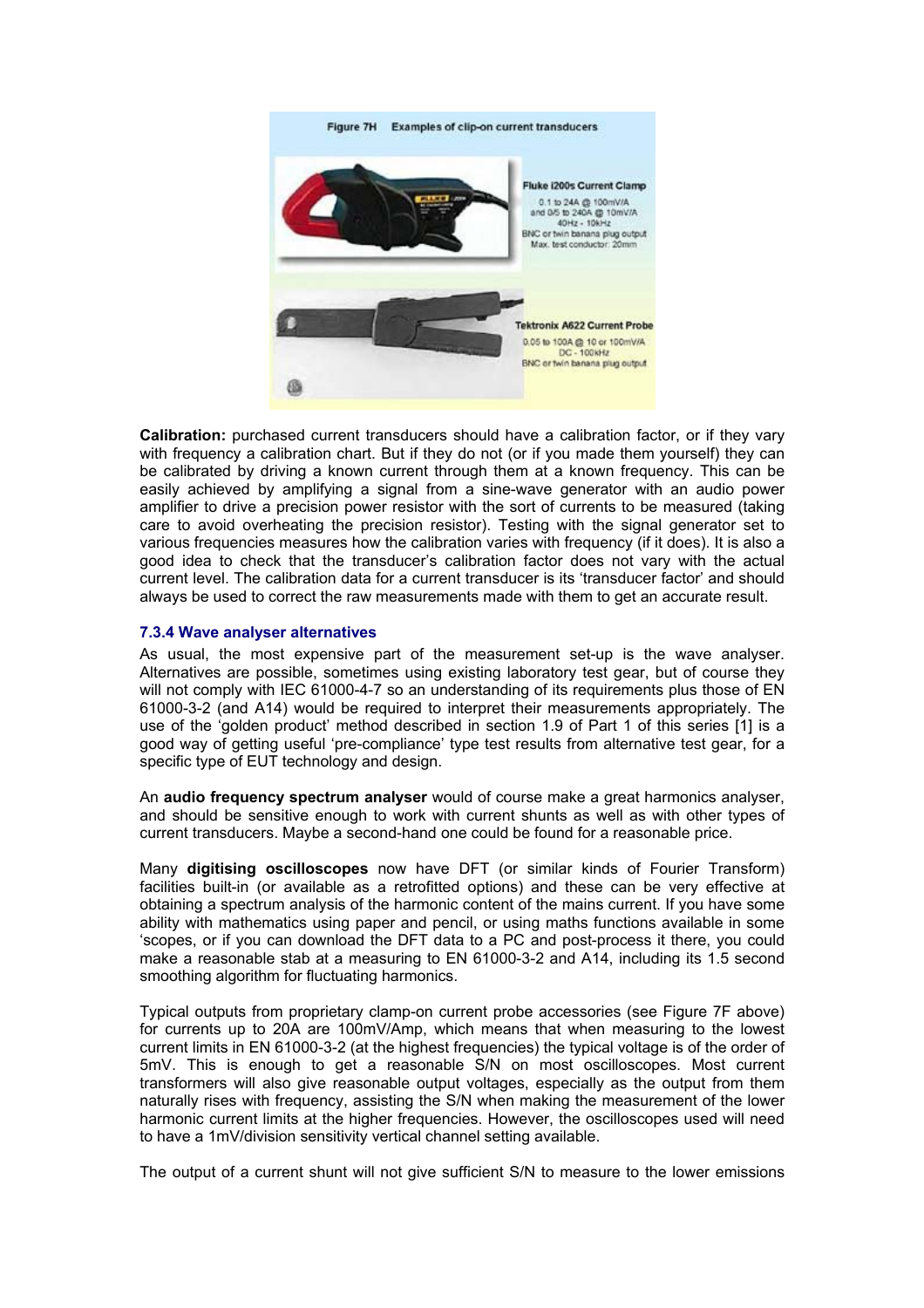Figure 7H Examples of clip-on current transducers

**Fluke i200s Current Clamp**
0.1 to 24A @ 100mV/A
and 0/5 to 240A @ 10mV/A
40Hz - 10kHz
BNC or twin banana plug output
Max. test conductor: 20mm

**Tektronix A622 Current Probe**
0.05 to 100A @ 10 or 100mV/A
DC - 100kHz
BNC or twin banana plug output

**Calibration:** purchased current transducers should have a calibration factor, or if they vary with frequency a calibration chart. But if they do not (or if you made them yourself) they can be calibrated by driving a known current through them at a known frequency. This can be easily achieved by amplifying a signal from a sine-wave generator with an audio power amplifier to drive a precision power resistor with the sort of currents to be measured (taking care to avoid overheating the precision resistor). Testing with the signal generator set to various frequencies measures how the calibration varies with frequency (if it does). It is also a good idea to check that the transducer's calibration factor does not vary with the actual current level. The calibration data for a current transducer is its 'transducer factor' and should always be used to correct the raw measurements made with them to get an accurate result.

### 7.3.4 Wave analyser alternatives

As usual, the most expensive part of the measurement set-up is the wave analyser. Alternatives are possible, sometimes using existing laboratory test gear, but of course they will not comply with IEC 61000-4-7 so an understanding of its requirements plus those of EN 61000-3-2 (and A14) would be required to interpret their measurements appropriately. The use of the 'golden product' method described in section 1.9 of Part 1 of this series [1] is a good way of getting useful 'pre-compliance' type test results from alternative test gear, for a specific type of EUT technology and design.

An **audio frequency spectrum analyser** would of course make a great harmonics analyser, and should be sensitive enough to work with current shunts as well as with other types of current transducers. Maybe a second-hand one could be found for a reasonable price.

Many **digitising oscilloscopes** now have DFT (or similar kinds of Fourier Transform) facilities built-in (or available as a retrofitted options) and these can be very effective at obtaining a spectrum analysis of the harmonic content of the mains current. If you have some ability with mathematics using paper and pencil, or using maths functions available in some 'scopes, or if you can download the DFT data to a PC and post-process it there, you could make a reasonable stab at a measuring to EN 61000-3-2 and A14, including its 1.5 second smoothing algorithm for fluctuating harmonics.

Typical outputs from proprietary clamp-on current probe accessories (see Figure 7F above) for currents up to 20A are 100mV/Amp, which means that when measuring to the lowest current limits in EN 61000-3-2 (at the highest frequencies) the typical voltage is of the order of 5mV. This is enough to get a reasonable S/N on most oscilloscopes. Most current transformers will also give reasonable output voltages, especially as the output from them naturally rises with frequency, assisting the S/N when making the measurement of the lower harmonic current limits at the higher frequencies. However, the oscilloscopes used will need to have a 1mV/division sensitivity vertical channel setting available.

The output of a current shunt will not give sufficient S/N to measure to the lower emissions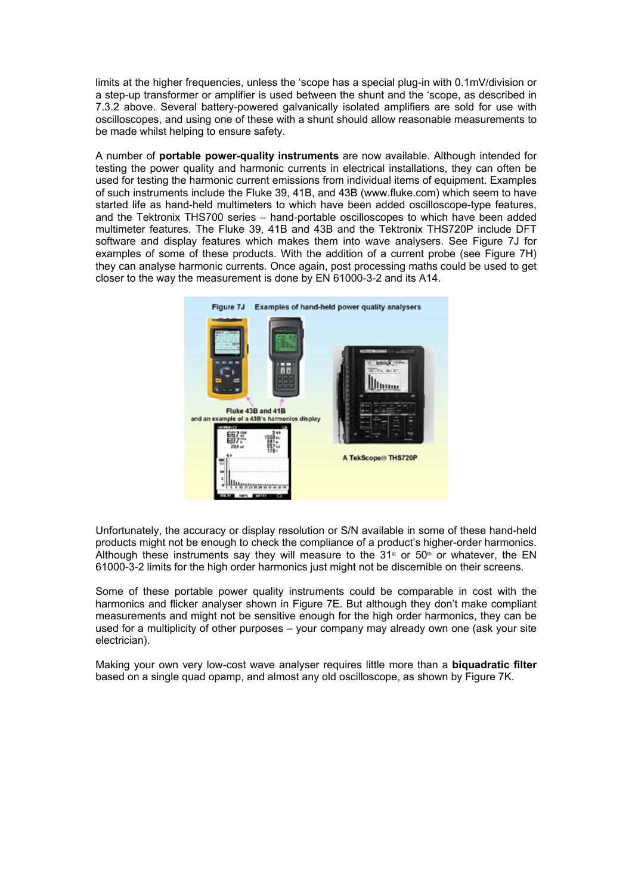limits at the higher frequencies, unless the 'scope has a special plug-in with 0.1mV/division or a step-up transformer or amplifier is used between the shunt and the 'scope, as described in 7.3.2 above. Several battery-powered galvanically isolated amplifiers are sold for use with oscilloscopes, and using one of these with a shunt should allow reasonable measurements to be made whilst helping to ensure safety.

A number of **portable power-quality instruments** are now available. Although intended for testing the power quality and harmonic currents in electrical installations, they can often be used for testing the harmonic current emissions from individual items of equipment. Examples of such instruments include the Fluke 39, 41B, and 43B (www.fluke.com) which seem to have started life as hand-held multimeters to which have been added oscilloscope-type features, and the Tektronix THS700 series – hand-portable oscilloscopes to which have been added multimeter features. The Fluke 39, 41B and 43B and the Tektronix THS720P include DFT software and display features which makes them into wave analysers. See Figure 7J for examples of some of these products. With the addition of a current probe (see Figure 7H) they can analyse harmonic currents. Once again, post processing maths could be used to get closer to the way the measurement is done by EN 61000-3-2 and its A14.

Figure 7J Examples of hand-held power quality analysers

Fluke 43B and 41B and an example of a 43B's harmonics display

A TekScope® THS720P

Unfortunately, the accuracy or display resolution or S/N available in some of these hand-held products might not be enough to check the compliance of a product's higher-order harmonics. Although these instruments say they will measure to the 31st or 50th or whatever, the EN 61000-3-2 limits for the high order harmonics just might not be discernible on their screens.

Some of these portable power quality instruments could be comparable in cost with the harmonics and flicker analyser shown in Figure 7E. But although they don't make compliant measurements and might not be sensitive enough for the high order harmonics, they can be used for a multiplicity of other purposes – your company may already own one (ask your site electrician).

Making your own very low-cost wave analyser requires little more than a **biquadratic filter** based on a single quad opamp, and almost any old oscilloscope, as shown by Figure 7K.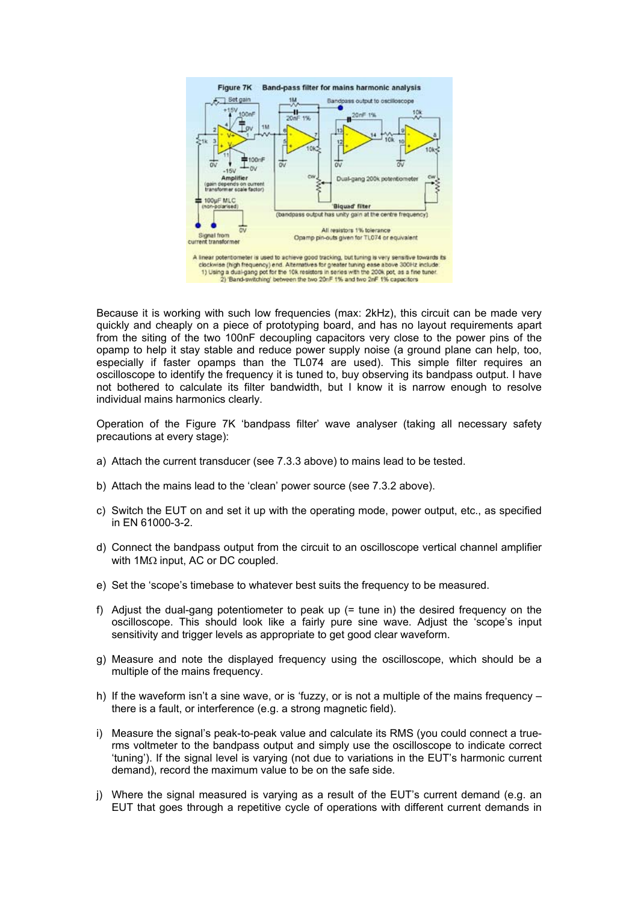**Figure 7K Band-pass filter for mains harmonic analysis**

A linear potentiometer is used to achieve good tracking, but tuning is very sensitive towards its clockwise (high frequency) end. Alternatives for greater tuning ease above 300Hz include:
1) Using a dual-gang pot for the 10k resistors in series with the 200k pot, as a fine tuner.
2) 'Band-switching' between the two 20nF 1% and two 2nF 1% capacitors

Because it is working with such low frequencies (max: 2kHz), this circuit can be made very quickly and cheaply on a piece of prototyping board, and has no layout requirements apart from the siting of the two 100nF decoupling capacitors very close to the power pins of the opamp to help it stay stable and reduce power supply noise (a ground plane can help, too, especially if faster opamps than the TL074 are used). This simple filter requires an oscilloscope to identify the frequency it is tuned to, buy observing its bandpass output. I have not bothered to calculate its filter bandwidth, but I know it is narrow enough to resolve individual mains harmonics clearly.

Operation of the Figure 7K 'bandpass filter' wave analyser (taking all necessary safety precautions at every stage):

a) Attach the current transducer (see 7.3.3 above) to mains lead to be tested.

b) Attach the mains lead to the 'clean' power source (see 7.3.2 above).

c) Switch the EUT on and set it up with the operating mode, power output, etc., as specified in EN 61000-3-2.

d) Connect the bandpass output from the circuit to an oscilloscope vertical channel amplifier with 1MΩ input, AC or DC coupled.

e) Set the 'scope's timebase to whatever best suits the frequency to be measured.

f) Adjust the dual-gang potentiometer to peak up (= tune in) the desired frequency on the oscilloscope. This should look like a fairly pure sine wave. Adjust the 'scope's input sensitivity and trigger levels as appropriate to get good clear waveform.

g) Measure and note the displayed frequency using the oscilloscope, which should be a multiple of the mains frequency.

h) If the waveform isn't a sine wave, or is 'fuzzy, or is not a multiple of the mains frequency – there is a fault, or interference (e.g. a strong magnetic field).

i) Measure the signal's peak-to-peak value and calculate its RMS (you could connect a true-rms voltmeter to the bandpass output and simply use the oscilloscope to indicate correct 'tuning'). If the signal level is varying (not due to variations in the EUT's harmonic current demand), record the maximum value to be on the safe side.

j) Where the signal measured is varying as a result of the EUT's current demand (e.g. an EUT that goes through a repetitive cycle of operations with different current demands in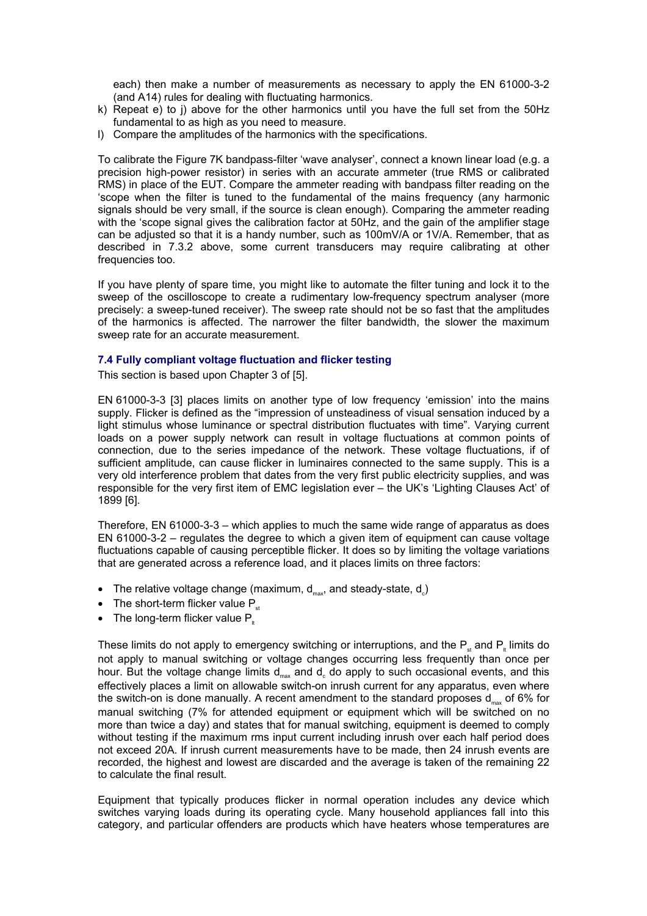each) then make a number of measurements as necessary to apply the EN 61000-3-2 (and A14) rules for dealing with fluctuating harmonics.

k) Repeat e) to j) above for the other harmonics until you have the full set from the 50Hz fundamental to as high as you need to measure.
l) Compare the amplitudes of the harmonics with the specifications.

To calibrate the Figure 7K bandpass-filter 'wave analyser', connect a known linear load (e.g. a precision high-power resistor) in series with an accurate ammeter (true RMS or calibrated RMS) in place of the EUT. Compare the ammeter reading with bandpass filter reading on the 'scope when the filter is tuned to the fundamental of the mains frequency (any harmonic signals should be very small, if the source is clean enough). Comparing the ammeter reading with the 'scope signal gives the calibration factor at 50Hz, and the gain of the amplifier stage can be adjusted so that it is a handy number, such as 100mV/A or 1V/A. Remember, that as described in 7.3.2 above, some current transducers may require calibrating at other frequencies too.

If you have plenty of spare time, you might like to automate the filter tuning and lock it to the sweep of the oscilloscope to create a rudimentary low-frequency spectrum analyser (more precisely: a sweep-tuned receiver). The sweep rate should not be so fast that the amplitudes of the harmonics is affected. The narrower the filter bandwidth, the slower the maximum sweep rate for an accurate measurement.

### 7.4 Fully compliant voltage fluctuation and flicker testing

This section is based upon Chapter 3 of [5].

EN 61000-3-3 [3] places limits on another type of low frequency 'emission' into the mains supply. Flicker is defined as the "impression of unsteadiness of visual sensation induced by a light stimulus whose luminance or spectral distribution fluctuates with time". Varying current loads on a power supply network can result in voltage fluctuations at common points of connection, due to the series impedance of the network. These voltage fluctuations, if of sufficient amplitude, can cause flicker in luminaires connected to the same supply. This is a very old interference problem that dates from the very first public electricity supplies, and was responsible for the very first item of EMC legislation ever – the UK's 'Lighting Clauses Act' of 1899 [6].

Therefore, EN 61000-3-3 – which applies to much the same wide range of apparatus as does EN 61000-3-2 – regulates the degree to which a given item of equipment can cause voltage fluctuations capable of causing perceptible flicker. It does so by limiting the voltage variations that are generated across a reference load, and it places limits on three factors:

- The relative voltage change (maximum, $d_{max}$, and steady-state, $d_c$)
- The short-term flicker value $P_{st}$
- The long-term flicker value $P_{lt}$

These limits do not apply to emergency switching or interruptions, and the $P_{st}$ and $P_{lt}$ limits do not apply to manual switching or voltage changes occurring less frequently than once per hour. But the voltage change limits $d_{max}$ and $d_c$ do apply to such occasional events, and this effectively places a limit on allowable switch-on inrush current for any apparatus, even where the switch-on is done manually. A recent amendment to the standard proposes $d_{max}$ of 6% for manual switching (7% for attended equipment or equipment which will be switched on no more than twice a day) and states that for manual switching, equipment is deemed to comply without testing if the maximum rms input current including inrush over each half period does not exceed 20A. If inrush current measurements have to be made, then 24 inrush events are recorded, the highest and lowest are discarded and the average is taken of the remaining 22 to calculate the final result.

Equipment that typically produces flicker in normal operation includes any device which switches varying loads during its operating cycle. Many household appliances fall into this category, and particular offenders are products which have heaters whose temperatures are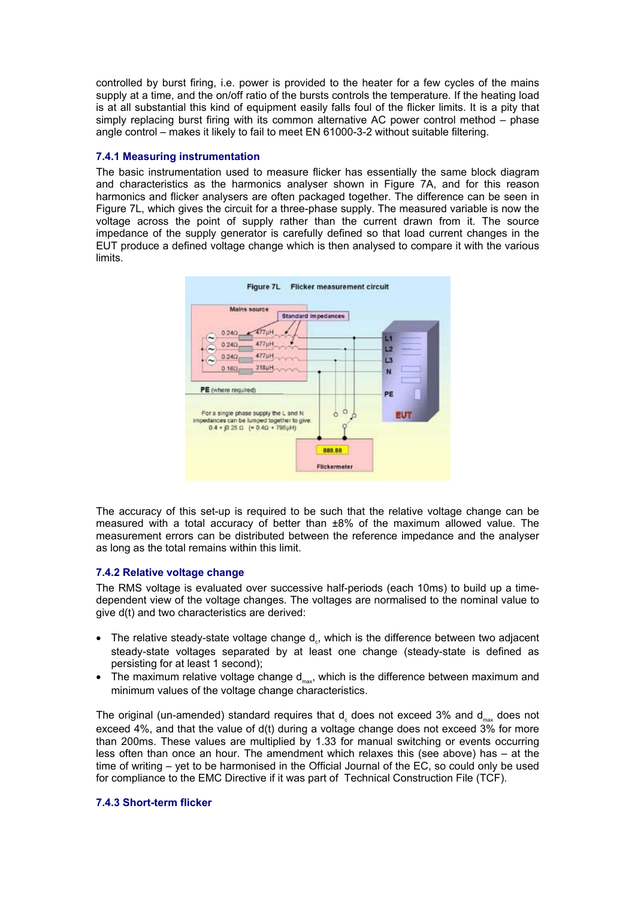controlled by burst firing, i.e. power is provided to the heater for a few cycles of the mains supply at a time, and the on/off ratio of the bursts controls the temperature. If the heating load is at all substantial this kind of equipment easily falls foul of the flicker limits. It is a pity that simply replacing burst firing with its common alternative AC power control method – phase angle control – makes it likely to fail to meet EN 61000-3-2 without suitable filtering.

### 7.4.1 Measuring instrumentation

The basic instrumentation used to measure flicker has essentially the same block diagram and characteristics as the harmonics analyser shown in Figure 7A, and for this reason harmonics and flicker analysers are often packaged together. The difference can be seen in Figure 7L, which gives the circuit for a three-phase supply. The measured variable is now the voltage across the point of supply rather than the current drawn from it. The source impedance of the supply generator is carefully defined so that load current changes in the EUT produce a defined voltage change which is then analysed to compare it with the various limits.

Figure 7L Flicker measurement circuit

The accuracy of this set-up is required to be such that the relative voltage change can be measured with a total accuracy of better than ±8% of the maximum allowed value. The measurement errors can be distributed between the reference impedance and the analyser as long as the total remains within this limit.

### 7.4.2 Relative voltage change

The RMS voltage is evaluated over successive half-periods (each 10ms) to build up a time-dependent view of the voltage changes. The voltages are normalised to the nominal value to give d(t) and two characteristics are derived:

- The relative steady-state voltage change $d_c$, which is the difference between two adjacent steady-state voltages separated by at least one change (steady-state is defined as persisting for at least 1 second);
- The maximum relative voltage change $d_{max}$, which is the difference between maximum and minimum values of the voltage change characteristics.

The original (un-amended) standard requires that $d_c$ does not exceed 3% and $d_{max}$ does not exceed 4%, and that the value of d(t) during a voltage change does not exceed 3% for more than 200ms. These values are multiplied by 1.33 for manual switching or events occurring less often than once an hour. The amendment which relaxes this (see above) has – at the time of writing – yet to be harmonised in the Official Journal of the EC, so could only be used for compliance to the EMC Directive if it was part of Technical Construction File (TCF).

### 7.4.3 Short-term flicker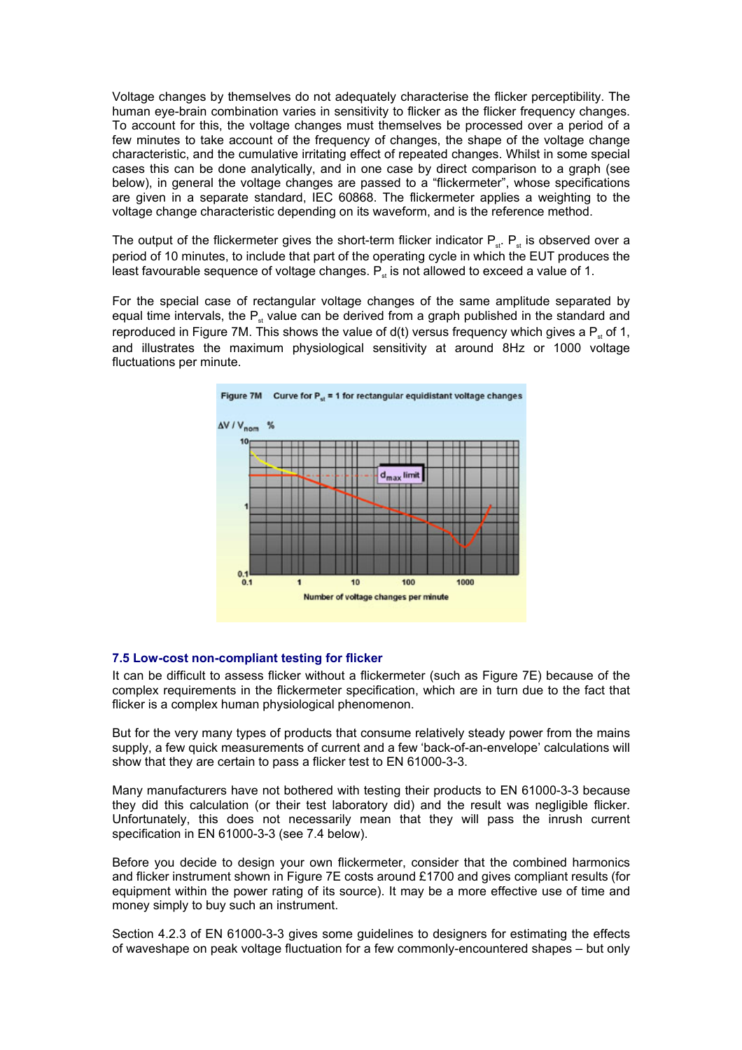Voltage changes by themselves do not adequately characterise the flicker perceptibility. The human eye-brain combination varies in sensitivity to flicker as the flicker frequency changes. To account for this, the voltage changes must themselves be processed over a period of a few minutes to take account of the frequency of changes, the shape of the voltage change characteristic, and the cumulative irritating effect of repeated changes. Whilst in some special cases this can be done analytically, and in one case by direct comparison to a graph (see below), in general the voltage changes are passed to a "flickermeter", whose specifications are given in a separate standard, IEC 60868. The flickermeter applies a weighting to the voltage change characteristic depending on its waveform, and is the reference method.

The output of the flickermeter gives the short-term flicker indicator $P_{st}$. $P_{st}$ is observed over a period of 10 minutes, to include that part of the operating cycle in which the EUT produces the least favourable sequence of voltage changes. $P_{st}$ is not allowed to exceed a value of 1.

For the special case of rectangular voltage changes of the same amplitude separated by equal time intervals, the $P_{st}$ value can be derived from a graph published in the standard and reproduced in Figure 7M. This shows the value of d(t) versus frequency which gives a $P_{st}$ of 1, and illustrates the maximum physiological sensitivity at around 8Hz or 1000 voltage fluctuations per minute.

Figure 7M Curve for $P_{st}$ = 1 for rectangular equidistant voltage changes

## 7.5 Low-cost non-compliant testing for flicker

It can be difficult to assess flicker without a flickermeter (such as Figure 7E) because of the complex requirements in the flickermeter specification, which are in turn due to the fact that flicker is a complex human physiological phenomenon.

But for the very many types of products that consume relatively steady power from the mains supply, a few quick measurements of current and a few 'back-of-an-envelope' calculations will show that they are certain to pass a flicker test to EN 61000-3-3.

Many manufacturers have not bothered with testing their products to EN 61000-3-3 because they did this calculation (or their test laboratory did) and the result was negligible flicker. Unfortunately, this does not necessarily mean that they will pass the inrush current specification in EN 61000-3-3 (see 7.4 below).

Before you decide to design your own flickermeter, consider that the combined harmonics and flicker instrument shown in Figure 7E costs around £1700 and gives compliant results (for equipment within the power rating of its source). It may be a more effective use of time and money simply to buy such an instrument.

Section 4.2.3 of EN 61000-3-3 gives some guidelines to designers for estimating the effects of waveshape on peak voltage fluctuation for a few commonly-encountered shapes – but only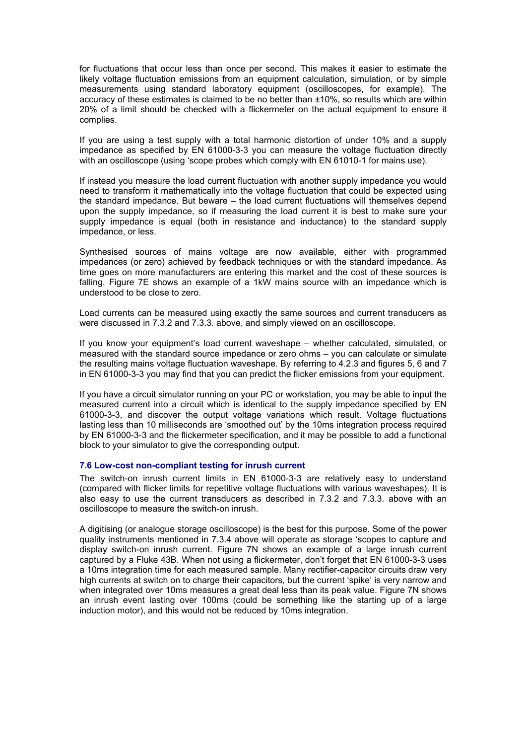for fluctuations that occur less than once per second. This makes it easier to estimate the likely voltage fluctuation emissions from an equipment calculation, simulation, or by simple measurements using standard laboratory equipment (oscilloscopes, for example). The accuracy of these estimates is claimed to be no better than ±10%, so results which are within 20% of a limit should be checked with a flickermeter on the actual equipment to ensure it complies.

If you are using a test supply with a total harmonic distortion of under 10% and a supply impedance as specified by EN 61000-3-3 you can measure the voltage fluctuation directly with an oscilloscope (using 'scope probes which comply with EN 61010-1 for mains use).

If instead you measure the load current fluctuation with another supply impedance you would need to transform it mathematically into the voltage fluctuation that could be expected using the standard impedance. But beware – the load current fluctuations will themselves depend upon the supply impedance, so if measuring the load current it is best to make sure your supply impedance is equal (both in resistance and inductance) to the standard supply impedance, or less.

Synthesised sources of mains voltage are now available, either with programmed impedances (or zero) achieved by feedback techniques or with the standard impedance. As time goes on more manufacturers are entering this market and the cost of these sources is falling. Figure 7E shows an example of a 1kW mains source with an impedance which is understood to be close to zero.

Load currents can be measured using exactly the same sources and current transducers as were discussed in 7.3.2 and 7.3.3. above, and simply viewed on an oscilloscope.

If you know your equipment's load current waveshape – whether calculated, simulated, or measured with the standard source impedance or zero ohms – you can calculate or simulate the resulting mains voltage fluctuation waveshape. By referring to 4.2.3 and figures 5, 6 and 7 in EN 61000-3-3 you may find that you can predict the flicker emissions from your equipment.

If you have a circuit simulator running on your PC or workstation, you may be able to input the measured current into a circuit which is identical to the supply impedance specified by EN 61000-3-3, and discover the output voltage variations which result. Voltage fluctuations lasting less than 10 milliseconds are 'smoothed out' by the 10ms integration process required by EN 61000-3-3 and the flickermeter specification, and it may be possible to add a functional block to your simulator to give the corresponding output.

### 7.6 Low-cost non-compliant testing for inrush current

The switch-on inrush current limits in EN 61000-3-3 are relatively easy to understand (compared with flicker limits for repetitive voltage fluctuations with various waveshapes). It is also easy to use the current transducers as described in 7.3.2 and 7.3.3. above with an oscilloscope to measure the switch-on inrush.

A digitising (or analogue storage oscilloscope) is the best for this purpose. Some of the power quality instruments mentioned in 7.3.4 above will operate as storage 'scopes to capture and display switch-on inrush current. Figure 7N shows an example of a large inrush current captured by a Fluke 43B. When not using a flickermeter, don't forget that EN 61000-3-3 uses a 10ms integration time for each measured sample. Many rectifier-capacitor circuits draw very high currents at switch on to charge their capacitors, but the current 'spike' is very narrow and when integrated over 10ms measures a great deal less than its peak value. Figure 7N shows an inrush event lasting over 100ms (could be something like the starting up of a large induction motor), and this would not be reduced by 10ms integration.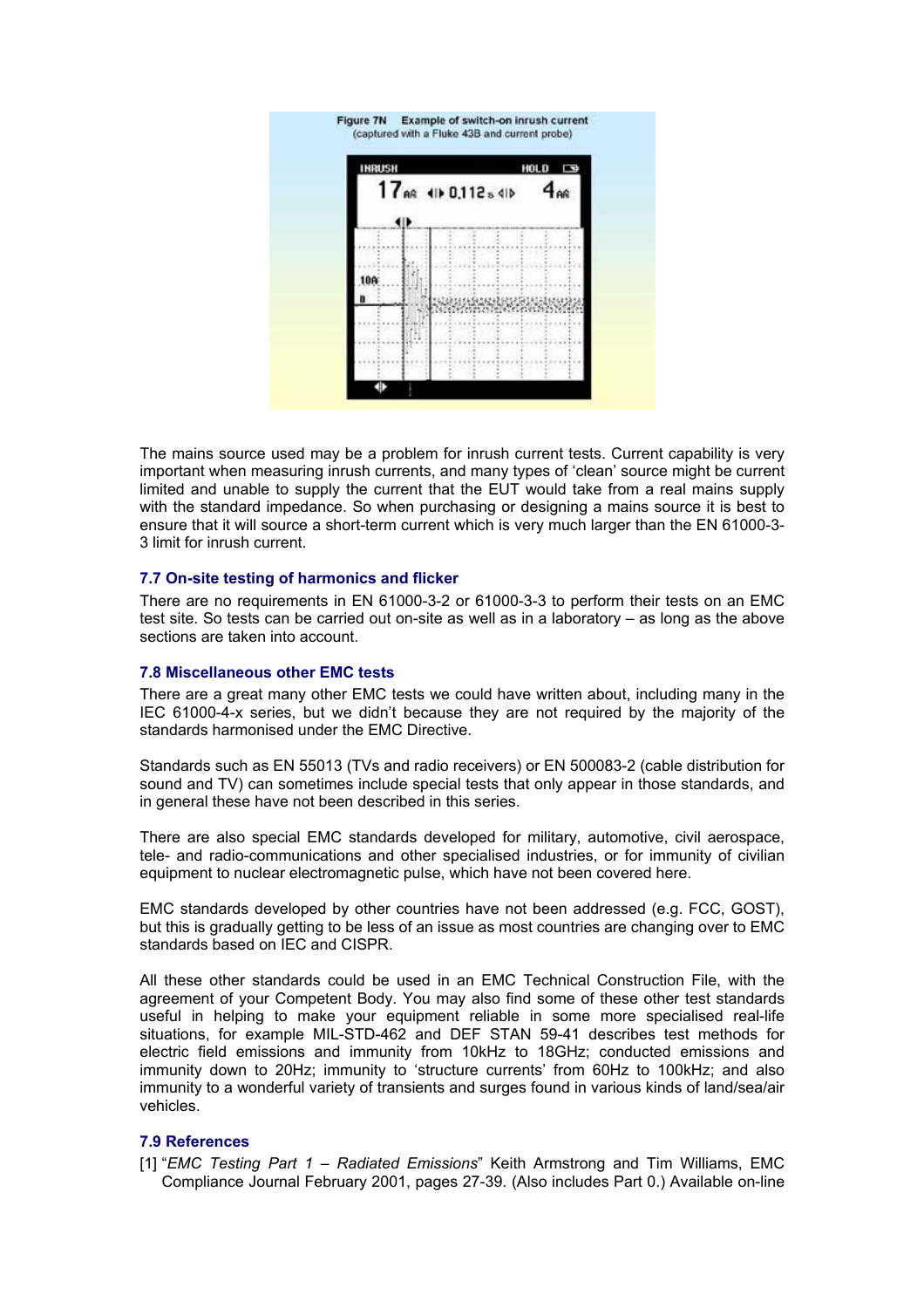Figure 7N Example of switch-on inrush current (captured with a Fluke 43B and current probe)

The mains source used may be a problem for inrush current tests. Current capability is very important when measuring inrush currents, and many types of 'clean' source might be current limited and unable to supply the current that the EUT would take from a real mains supply with the standard impedance. So when purchasing or designing a mains source it is best to ensure that it will source a short-term current which is very much larger than the EN 61000-3-3 limit for inrush current.

### 7.7 On-site testing of harmonics and flicker

There are no requirements in EN 61000-3-2 or 61000-3-3 to perform their tests on an EMC test site. So tests can be carried out on-site as well as in a laboratory – as long as the above sections are taken into account.

### 7.8 Miscellaneous other EMC tests

There are a great many other EMC tests we could have written about, including many in the IEC 61000-4-x series, but we didn't because they are not required by the majority of the standards harmonised under the EMC Directive.

Standards such as EN 55013 (TVs and radio receivers) or EN 500083-2 (cable distribution for sound and TV) can sometimes include special tests that only appear in those standards, and in general these have not been described in this series.

There are also special EMC standards developed for military, automotive, civil aerospace, tele- and radio-communications and other specialised industries, or for immunity of civilian equipment to nuclear electromagnetic pulse, which have not been covered here.

EMC standards developed by other countries have not been addressed (e.g. FCC, GOST), but this is gradually getting to be less of an issue as most countries are changing over to EMC standards based on IEC and CISPR.

All these other standards could be used in an EMC Technical Construction File, with the agreement of your Competent Body. You may also find some of these other test standards useful in helping to make your equipment reliable in some more specialised real-life situations, for example MIL-STD-462 and DEF STAN 59-41 describes test methods for electric field emissions and immunity from 10kHz to 18GHz; conducted emissions and immunity down to 20Hz; immunity to 'structure currents' from 60Hz to 100kHz; and also immunity to a wonderful variety of transients and surges found in various kinds of land/sea/air vehicles.

### 7.9 References

[1] "*EMC Testing Part 1 – Radiated Emissions*" Keith Armstrong and Tim Williams, EMC Compliance Journal February 2001, pages 27-39. (Also includes Part 0.) Available on-line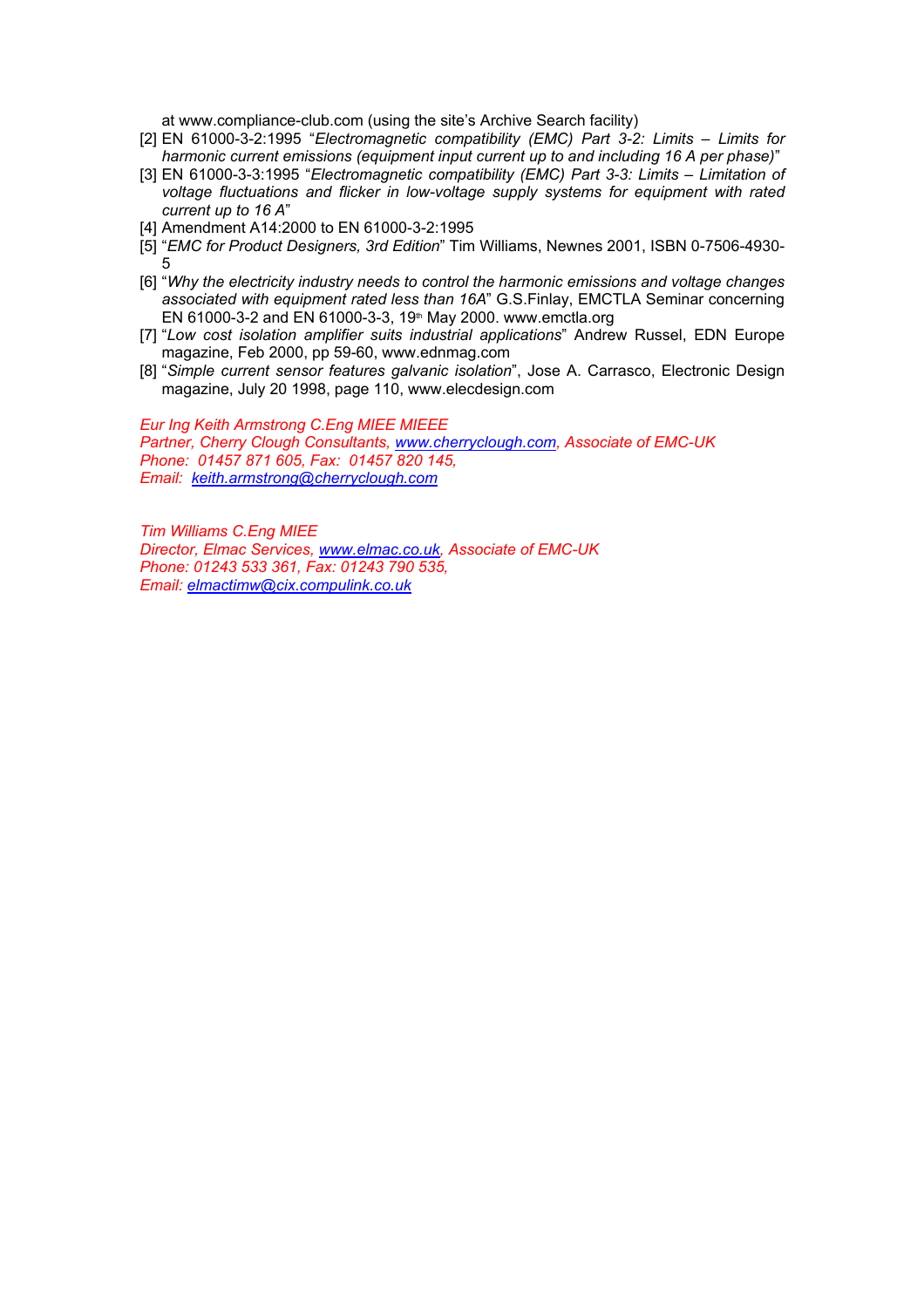at www.compliance-club.com (using the site's Archive Search facility)

[2] EN 61000-3-2:1995 "*Electromagnetic compatibility (EMC) Part 3-2: Limits – Limits for harmonic current emissions (equipment input current up to and including 16 A per phase)*"

[3] EN 61000-3-3:1995 "*Electromagnetic compatibility (EMC) Part 3-3: Limits – Limitation of voltage fluctuations and flicker in low-voltage supply systems for equipment with rated current up to 16 A*"

[4] Amendment A14:2000 to EN 61000-3-2:1995

[5] "*EMC for Product Designers, 3rd Edition*" Tim Williams, Newnes 2001, ISBN 0-7506-4930-5

[6] "*Why the electricity industry needs to control the harmonic emissions and voltage changes associated with equipment rated less than 16A*" G.S.Finlay, EMCTLA Seminar concerning EN 61000-3-2 and EN 61000-3-3, 19th May 2000. www.emctla.org

[7] "*Low cost isolation amplifier suits industrial applications*" Andrew Russel, EDN Europe magazine, Feb 2000, pp 59-60, www.ednmag.com

[8] "*Simple current sensor features galvanic isolation*", Jose A. Carrasco, Electronic Design magazine, July 20 1998, page 110, www.elecdesign.com

*Eur Ing Keith Armstrong C.Eng MIEE MIEEE*
*Partner, Cherry Clough Consultants, www.cherryclough.com, Associate of EMC-UK*
*Phone: 01457 871 605, Fax: 01457 820 145,*
*Email: keith.armstrong@cherryclough.com*

*Tim Williams C.Eng MIEE*
*Director, Elmac Services, www.elmac.co.uk, Associate of EMC-UK*
*Phone: 01243 533 361, Fax: 01243 790 535,*
*Email: elmactimw@cix.compulink.co.uk*